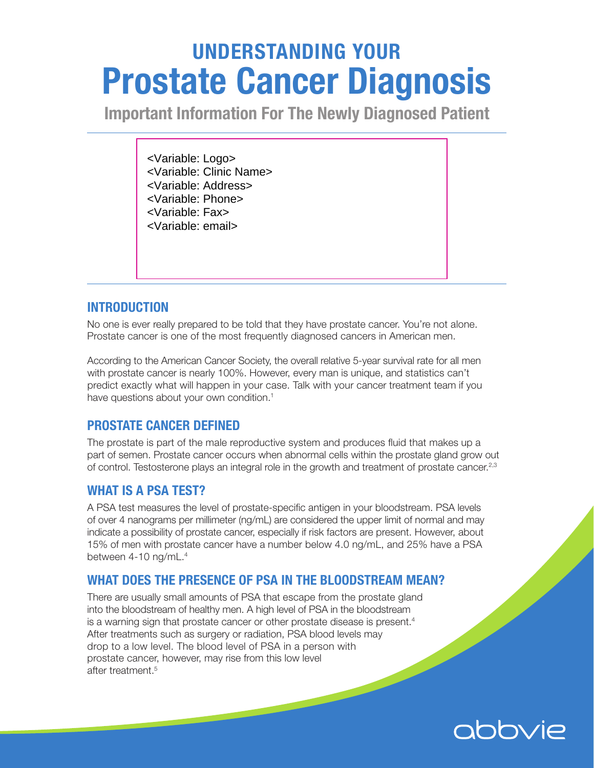# UNDERSTANDING YOUR
# Prostate Cancer Diagnosis

## Important Information For The Newly Diagnosed Patient

<Variable: Logo>
<Variable: Clinic Name>
<Variable: Address>
<Variable: Phone>
<Variable: Fax>
<Variable: email>

## INTRODUCTION

No one is ever really prepared to be told that they have prostate cancer. You're not alone. Prostate cancer is one of the most frequently diagnosed cancers in American men.

According to the American Cancer Society, the overall relative 5-year survival rate for all men with prostate cancer is nearly 100%. However, every man is unique, and statistics can't predict exactly what will happen in your case. Talk with your cancer treatment team if you have questions about your own condition.[1]

## PROSTATE CANCER DEFINED

The prostate is part of the male reproductive system and produces fluid that makes up a part of semen. Prostate cancer occurs when abnormal cells within the prostate gland grow out of control. Testosterone plays an integral role in the growth and treatment of prostate cancer.[2,3]

## WHAT IS A PSA TEST?

A PSA test measures the level of prostate-specific antigen in your bloodstream. PSA levels of over 4 nanograms per millimeter (ng/mL) are considered the upper limit of normal and may indicate a possibility of prostate cancer, especially if risk factors are present. However, about 15% of men with prostate cancer have a number below 4.0 ng/mL, and 25% have a PSA between 4-10 ng/mL.[4]

## WHAT DOES THE PRESENCE OF PSA IN THE BLOODSTREAM MEAN?

There are usually small amounts of PSA that escape from the prostate gland into the bloodstream of healthy men. A high level of PSA in the bloodstream is a warning sign that prostate cancer or other prostate disease is present.[4] After treatments such as surgery or radiation, PSA blood levels may drop to a low level. The blood level of PSA in a person with prostate cancer, however, may rise from this low level after treatment.[5]

abbvie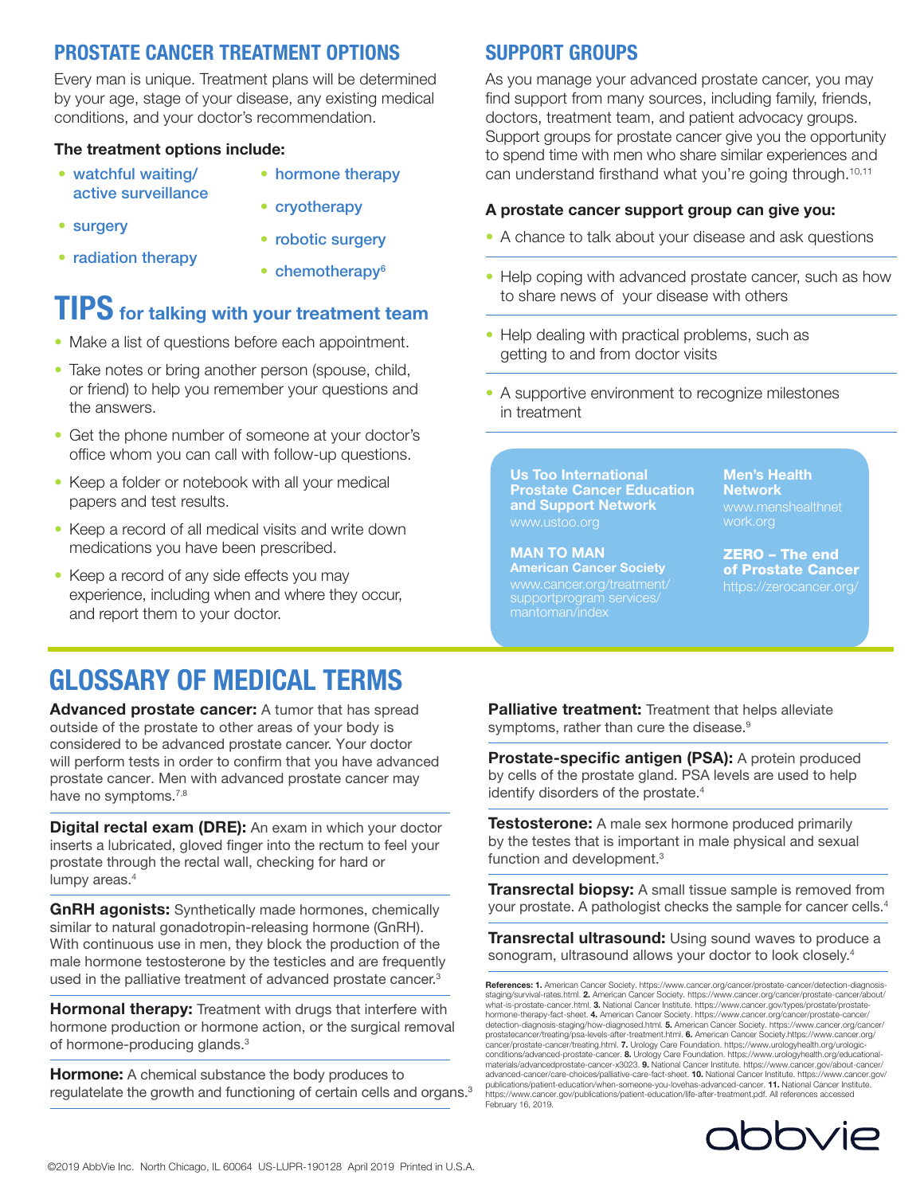## PROSTATE CANCER TREATMENT OPTIONS

Every man is unique. Treatment plans will be determined by your age, stage of your disease, any existing medical conditions, and your doctor's recommendation.

**The treatment options include:**

- watchful waiting/ active surveillance
- surgery
- radiation therapy
- hormone therapy
- cryotherapy
- robotic surgery
- chemotherapy[6]

## TIPS for talking with your treatment team

- Make a list of questions before each appointment.
- Take notes or bring another person (spouse, child, or friend) to help you remember your questions and the answers.
- Get the phone number of someone at your doctor's office whom you can call with follow-up questions.
- Keep a folder or notebook with all your medical papers and test results.
- Keep a record of all medical visits and write down medications you have been prescribed.
- Keep a record of any side effects you may experience, including when and where they occur, and report them to your doctor.

## SUPPORT GROUPS

As you manage your advanced prostate cancer, you may find support from many sources, including family, friends, doctors, treatment team, and patient advocacy groups. Support groups for prostate cancer give you the opportunity to spend time with men who share similar experiences and can understand firsthand what you're going through.[10,11]

**A prostate cancer support group can give you:**

- A chance to talk about your disease and ask questions
- Help coping with advanced prostate cancer, such as how to share news of your disease with others
- Help dealing with practical problems, such as getting to and from doctor visits
- A supportive environment to recognize milestones in treatment

**Us Too International Prostate Cancer Education and Support Network**
www.ustoo.org

**MAN TO MAN**
**American Cancer Society**
www.cancer.org/treatment/supportprogram services/mantoman/index

**Men's Health Network**
www.menshealthnetwork.org

**ZERO – The end of Prostate Cancer**
https://zerocancer.org/

## GLOSSARY OF MEDICAL TERMS

**Advanced prostate cancer:** A tumor that has spread outside of the prostate to other areas of your body is considered to be advanced prostate cancer. Your doctor will perform tests in order to confirm that you have advanced prostate cancer. Men with advanced prostate cancer may have no symptoms.[7,8]

**Digital rectal exam (DRE):** An exam in which your doctor inserts a lubricated, gloved finger into the rectum to feel your prostate through the rectal wall, checking for hard or lumpy areas.[4]

**GnRH agonists:** Synthetically made hormones, chemically similar to natural gonadotropin-releasing hormone (GnRH). With continuous use in men, they block the production of the male hormone testosterone by the testicles and are frequently used in the palliative treatment of advanced prostate cancer.[3]

**Hormonal therapy:** Treatment with drugs that interfere with hormone production or hormone action, or the surgical removal of hormone-producing glands.[3]

**Hormone:** A chemical substance the body produces to regulatelate the growth and functioning of certain cells and organs.[3]

**Palliative treatment:** Treatment that helps alleviate symptoms, rather than cure the disease.[9]

**Prostate-specific antigen (PSA):** A protein produced by cells of the prostate gland. PSA levels are used to help identify disorders of the prostate.[4]

**Testosterone:** A male sex hormone produced primarily by the testes that is important in male physical and sexual function and development.[3]

**Transrectal biopsy:** A small tissue sample is removed from your prostate. A pathologist checks the sample for cancer cells.[4]

**Transrectal ultrasound:** Using sound waves to produce a sonogram, ultrasound allows your doctor to look closely.[4]

**References:** **1.** American Cancer Society. https://www.cancer.org/cancer/prostate-cancer/detection-diagnosis-staging/survival-rates.html. **2.** American Cancer Society. https://www.cancer.org/cancer/prostate-cancer/about/what-is-prostate-cancer.html. **3.** National Cancer Institute. https://www.cancer.gov/types/prostate/prostate-hormone-therapy-fact-sheet. **4.** American Cancer Society. https://www.cancer.org/cancer/prostate-cancer/detection-diagnosis-staging/how-diagnosed.html. **5.** American Cancer Society. https://www.cancer.org/cancer/prostatecancer/treating/psa-levels-after-treatment.html. **6.** American Cancer Society. https://www.cancer.org/cancer/prostate-cancer/treating.html. **7.** Urology Care Foundation. https://www.urologyhealth.org/urologic-conditions/advanced-prostate-cancer. **8.** Urology Care Foundation. https://www.urologyhealth.org/educational-materials/advancedprostate-cancer-x3023. **9.** National Cancer Institute. https://www.cancer.gov/about-cancer/advanced-cancer/care-choices/palliative-care-fact-sheet. **10.** National Cancer Institute. https://www.cancer.gov/publications/patient-education/when-someone-you-lovehas-advanced-cancer. **11.** National Cancer Institute. https://www.cancer.gov/publications/patient-education/life-after-treatment.pdf. All references accessed February 16, 2019.

abbvie

©2019 AbbVie Inc. North Chicago, IL 60064 US-LUPR-190128 April 2019 Printed in U.S.A.